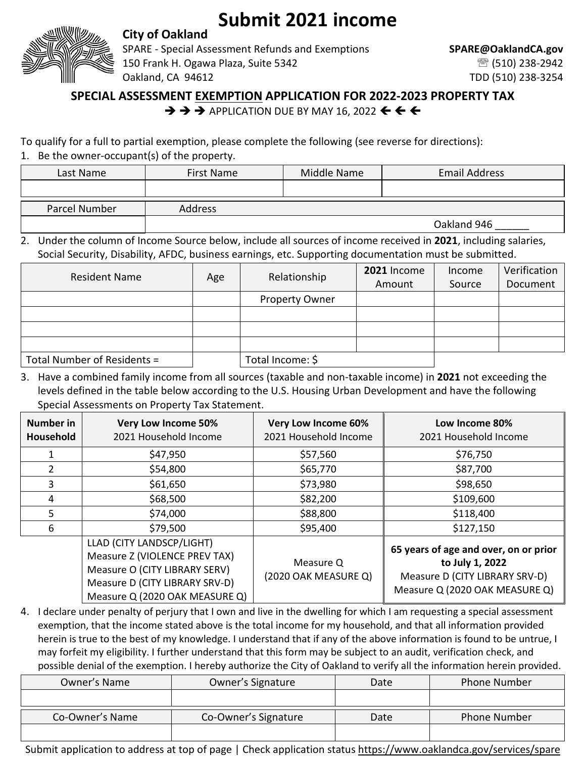# Submit 2021 income

**City of Oakland**
SPARE - Special Assessment Refunds and Exemptions
150 Frank H. Ogawa Plaza, Suite 5342
Oakland, CA 94612

**SPARE@OaklandCA.gov**
☏ (510) 238-2942
TDD (510) 238-3254

## SPECIAL ASSESSMENT EXEMPTION APPLICATION FOR 2022-2023 PROPERTY TAX

➔ ➔ ➔ APPLICATION DUE BY MAY 16, 2022 ➔ ➔ ➔

To qualify for a full to partial exemption, please complete the following (see reverse for directions):

1. Be the owner-occupant(s) of the property.

| Last Name | First Name | Middle Name | Email Address |
|---|---|---|---|
| | | | |

| Parcel Number | Address |
|---|---|
| | Oakland 946 ______ |

2. Under the column of Income Source below, include all sources of income received in **2021**, including salaries, Social Security, Disability, AFDC, business earnings, etc. Supporting documentation must be submitted.

| Resident Name | Age | Relationship | **2021** Income Amount | Income Source | Verification Document |
|---|---|---|---|---|---|
| | | Property Owner | | | |
| | | | | | |
| | | | | | |
| | | | | | |
| Total Number of Residents = | | Total Income: $ | | | |

3. Have a combined family income from all sources (taxable and non-taxable income) in **2021** not exceeding the levels defined in the table below according to the U.S. Housing Urban Development and have the following Special Assessments on Property Tax Statement.

| **Number in Household** | **Very Low Income 50%** 2021 Household Income | **Very Low Income 60%** 2021 Household Income | **Low Income 80%** 2021 Household Income |
|---|---|---|---|
| 1 | $47,950 | $57,560 | $76,750 |
| 2 | $54,800 | $65,770 | $87,700 |
| 3 | $61,650 | $73,980 | $98,650 |
| 4 | $68,500 | $82,200 | $109,600 |
| 5 | $74,000 | $88,800 | $118,400 |
| 6 | $79,500 | $95,400 | $127,150 |
| | LLAD (CITY LANDSCP/LIGHT)<br>Measure Z (VIOLENCE PREV TAX)<br>Measure O (CITY LIBRARY SERV)<br>Measure D (CITY LIBRARY SRV-D)<br>Measure Q (2020 OAK MEASURE Q) | Measure Q<br>(2020 OAK MEASURE Q) | **65 years of age and over, on or prior to July 1, 2022**<br>Measure D (CITY LIBRARY SRV-D)<br>Measure Q (2020 OAK MEASURE Q) |

4. I declare under penalty of perjury that I own and live in the dwelling for which I am requesting a special assessment exemption, that the income stated above is the total income for my household, and that all information provided herein is true to the best of my knowledge. I understand that if any of the above information is found to be untrue, I may forfeit my eligibility. I further understand that this form may be subject to an audit, verification check, and possible denial of the exemption. I hereby authorize the City of Oakland to verify all the information herein provided.

| Owner's Name | Owner's Signature | Date | Phone Number |
|---|---|---|---|
| | | | |

| Co-Owner's Name | Co-Owner's Signature | Date | Phone Number |
|---|---|---|---|
| | | | |

Submit application to address at top of page | Check application status https://www.oaklandca.gov/services/spare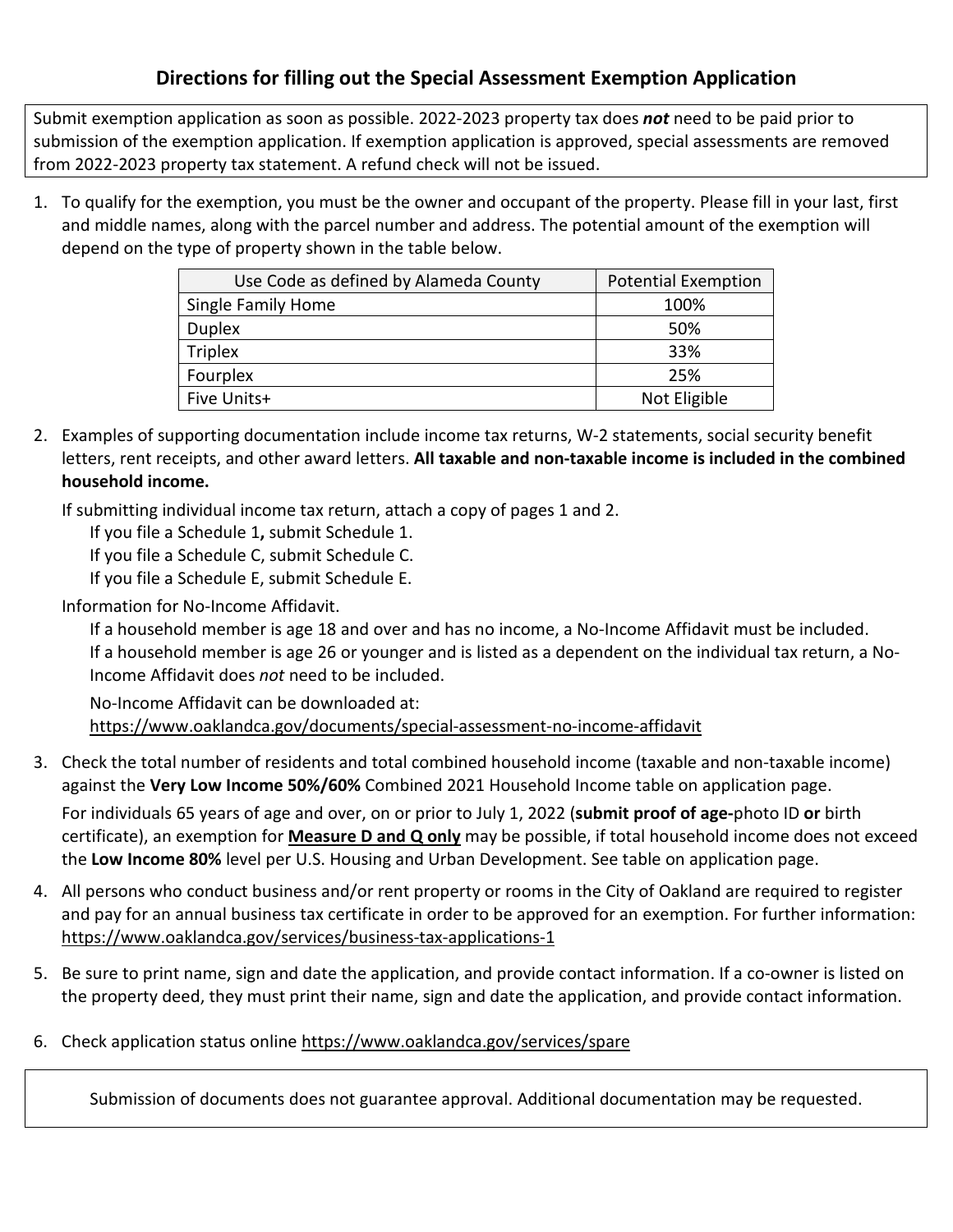## Directions for filling out the Special Assessment Exemption Application

Submit exemption application as soon as possible. 2022-2023 property tax does ***not*** need to be paid prior to submission of the exemption application. If exemption application is approved, special assessments are removed from 2022-2023 property tax statement. A refund check will not be issued.

1. To qualify for the exemption, you must be the owner and occupant of the property. Please fill in your last, first and middle names, along with the parcel number and address. The potential amount of the exemption will depend on the type of property shown in the table below.

| Use Code as defined by Alameda County | Potential Exemption |
| --- | --- |
| Single Family Home | 100% |
| Duplex | 50% |
| Triplex | 33% |
| Fourplex | 25% |
| Five Units+ | Not Eligible |

2. Examples of supporting documentation include income tax returns, W-2 statements, social security benefit letters, rent receipts, and other award letters. **All taxable and non-taxable income is included in the combined household income.**

   If submitting individual income tax return, attach a copy of pages 1 and 2.
   - If you file a Schedule 1**,** submit Schedule 1.
   - If you file a Schedule C, submit Schedule C.
   - If you file a Schedule E, submit Schedule E.

   Information for No-Income Affidavit.
   - If a household member is age 18 and over and has no income, a No-Income Affidavit must be included.
   - If a household member is age 26 or younger and is listed as a dependent on the individual tax return, a No-Income Affidavit does *not* need to be included.

   No-Income Affidavit can be downloaded at:
   https://www.oaklandca.gov/documents/special-assessment-no-income-affidavit

3. Check the total number of residents and total combined household income (taxable and non-taxable income) against the **Very Low Income 50%/60%** Combined 2021 Household Income table on application page.

   For individuals 65 years of age and over, on or prior to July 1, 2022 (**submit proof of age-**photo ID **or** birth certificate), an exemption for **Measure D and Q only** may be possible, if total household income does not exceed the **Low Income 80%** level per U.S. Housing and Urban Development. See table on application page.

4. All persons who conduct business and/or rent property or rooms in the City of Oakland are required to register and pay for an annual business tax certificate in order to be approved for an exemption. For further information: https://www.oaklandca.gov/services/business-tax-applications-1

5. Be sure to print name, sign and date the application, and provide contact information. If a co-owner is listed on the property deed, they must print their name, sign and date the application, and provide contact information.

6. Check application status online https://www.oaklandca.gov/services/spare

Submission of documents does not guarantee approval. Additional documentation may be requested.